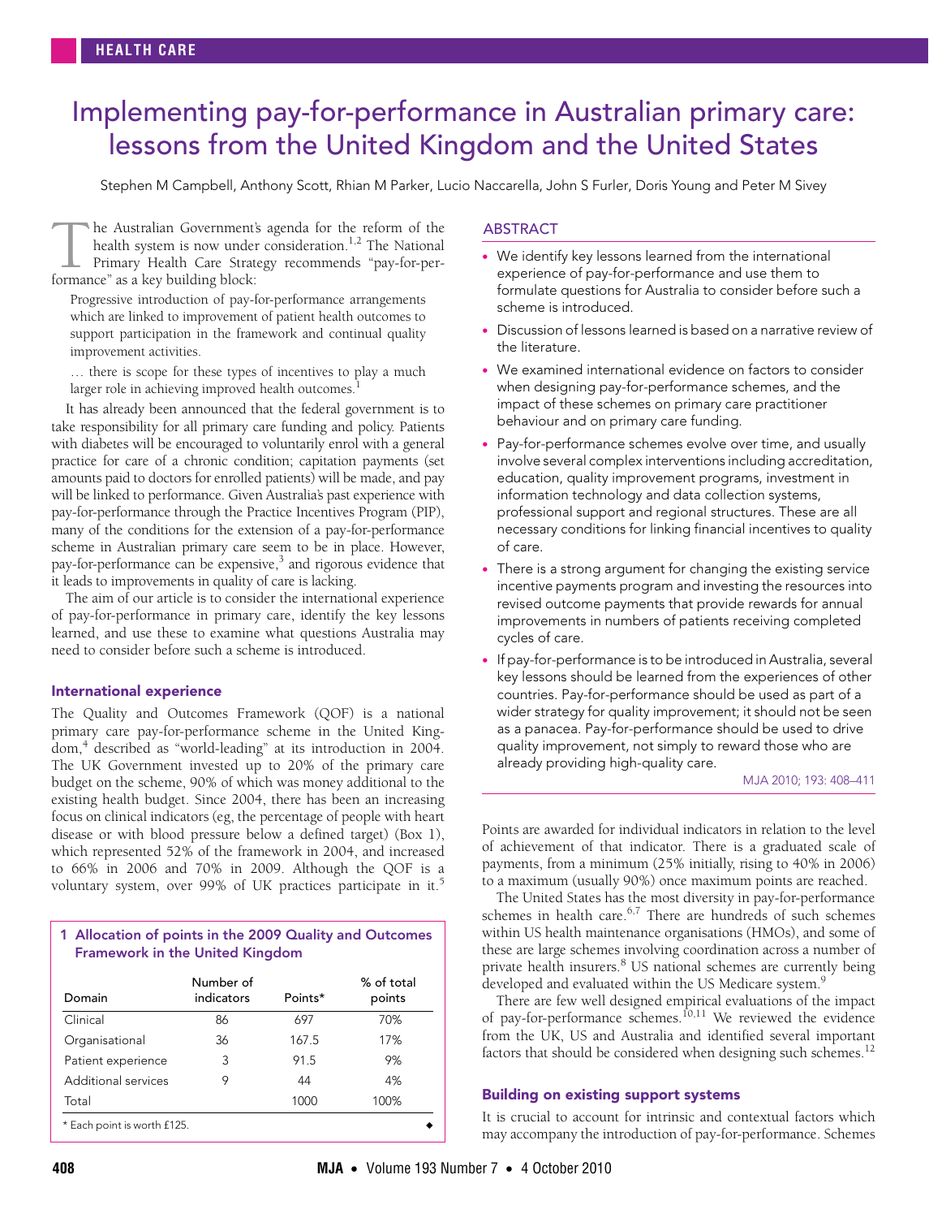HEALTH CARE

# Implementing pay-for-performance in Australian primary care: lessons from the United Kingdom and the United States

Stephen M Campbell, Anthony Scott, Rhian M Parker, Lucio Naccarella, John S Furler, Doris Young and Peter M Sivey

## ABSTRACT

- We identify key lessons learned from the international experience of pay-for-performance and use them to formulate questions for Australia to consider before such a scheme is introduced.
- Discussion of lessons learned is based on a narrative review of the literature.
- We examined international evidence on factors to consider when designing pay-for-performance schemes, and the impact of these schemes on primary care practitioner behaviour and on primary care funding.
- Pay-for-performance schemes evolve over time, and usually involve several complex interventions including accreditation, education, quality improvement programs, investment in information technology and data collection systems, professional support and regional structures. These are all necessary conditions for linking financial incentives to quality of care.
- There is a strong argument for changing the existing service incentive payments program and investing the resources into revised outcome payments that provide rewards for annual improvements in numbers of patients receiving completed cycles of care.
- If pay-for-performance is to be introduced in Australia, several key lessons should be learned from the experiences of other countries. Pay-for-performance should be used as part of a wider strategy for quality improvement; it should not be seen as a panacea. Pay-for-performance should be used to drive quality improvement, not simply to reward those who are already providing high-quality care.

MJA 2010; 193: 408–411

The Australian Government's agenda for the reform of the health system is now under consideration.[1,2] The National Primary Health Care Strategy recommends "pay-for-performance" as a key building block:

> Progressive introduction of pay-for-performance arrangements which are linked to improvement of patient health outcomes to support participation in the framework and continual quality improvement activities.
>
> … there is scope for these types of incentives to play a much larger role in achieving improved health outcomes.[1]

It has already been announced that the federal government is to take responsibility for all primary care funding and policy. Patients with diabetes will be encouraged to voluntarily enrol with a general practice for care of a chronic condition; capitation payments (set amounts paid to doctors for enrolled patients) will be made, and pay will be linked to performance. Given Australia's past experience with pay-for-performance through the Practice Incentives Program (PIP), many of the conditions for the extension of a pay-for-performance scheme in Australian primary care seem to be in place. However, pay-for-performance can be expensive,[3] and rigorous evidence that it leads to improvements in quality of care is lacking.

The aim of our article is to consider the international experience of pay-for-performance in primary care, identify the key lessons learned, and use these to examine what questions Australia may need to consider before such a scheme is introduced.

### International experience

The Quality and Outcomes Framework (QOF) is a national primary care pay-for-performance scheme in the United Kingdom,[4] described as "world-leading" at its introduction in 2004. The UK Government invested up to 20% of the primary care budget on the scheme, 90% of which was money additional to the existing health budget. Since 2004, there has been an increasing focus on clinical indicators (eg, the percentage of people with heart disease or with blood pressure below a defined target) (Box 1), which represented 52% of the framework in 2004, and increased to 66% in 2006 and 70% in 2009. Although the QOF is a voluntary system, over 99% of UK practices participate in it.[5]

**1 Allocation of points in the 2009 Quality and Outcomes Framework in the United Kingdom**

| Domain | Number of indicators | Points* | % of total points |
|---|---|---|---|
| Clinical | 86 | 697 | 70% |
| Organisational | 36 | 167.5 | 17% |
| Patient experience | 3 | 91.5 | 9% |
| Additional services | 9 | 44 | 4% |
| Total | | 1000 | 100% |

\* Each point is worth £125.

Points are awarded for individual indicators in relation to the level of achievement of that indicator. There is a graduated scale of payments, from a minimum (25% initially, rising to 40% in 2006) to a maximum (usually 90%) once maximum points are reached.

The United States has the most diversity in pay-for-performance schemes in health care.[6,7] There are hundreds of such schemes within US health maintenance organisations (HMOs), and some of these are large schemes involving coordination across a number of private health insurers.[8] US national schemes are currently being developed and evaluated within the US Medicare system.[9]

There are few well designed empirical evaluations of the impact of pay-for-performance schemes.[10,11] We reviewed the evidence from the UK, US and Australia and identified several important factors that should be considered when designing such schemes.[12]

### Building on existing support systems

It is crucial to account for intrinsic and contextual factors which may accompany the introduction of pay-for-performance. Schemes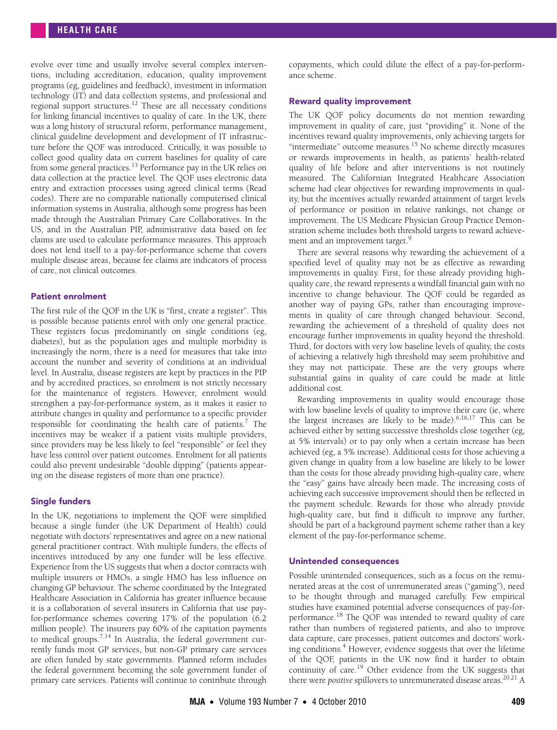evolve over time and usually involve several complex interventions, including accreditation, education, quality improvement programs (eg, guidelines and feedback), investment in information technology (IT) and data collection systems, and professional and regional support structures.[12] These are all necessary conditions for linking financial incentives to quality of care. In the UK, there was a long history of structural reform, performance management, clinical guideline development and development of IT infrastructure before the QOF was introduced. Critically, it was possible to collect good quality data on current baselines for quality of care from some general practices.[13] Performance pay in the UK relies on data collection at the practice level. The QOF uses electronic data entry and extraction processes using agreed clinical terms (Read codes). There are no comparable nationally computerised clinical information systems in Australia, although some progress has been made through the Australian Primary Care Collaboratives. In the US, and in the Australian PIP, administrative data based on fee claims are used to calculate performance measures. This approach does not lend itself to a pay-for-performance scheme that covers multiple disease areas, because fee claims are indicators of process of care, not clinical outcomes.

### Patient enrolment

The first rule of the QOF in the UK is "first, create a register". This is possible because patients enrol with only one general practice. These registers focus predominantly on single conditions (eg, diabetes), but as the population ages and multiple morbidity is increasingly the norm, there is a need for measures that take into account the number and severity of conditions at an individual level. In Australia, disease registers are kept by practices in the PIP and by accredited practices, so enrolment is not strictly necessary for the maintenance of registers. However, enrolment would strengthen a pay-for-performance system, as it makes it easier to attribute changes in quality and performance to a specific provider responsible for coordinating the health care of patients.[7] The incentives may be weaker if a patient visits multiple providers, since providers may be less likely to feel "responsible" or feel they have less control over patient outcomes. Enrolment for all patients could also prevent undesirable "double dipping" (patients appearing on the disease registers of more than one practice).

### Single funders

In the UK, negotiations to implement the QOF were simplified because a single funder (the UK Department of Health) could negotiate with doctors' representatives and agree on a new national general practitioner contract. With multiple funders, the effects of incentives introduced by any one funder will be less effective. Experience from the US suggests that when a doctor contracts with multiple insurers or HMOs, a single HMO has less influence on changing GP behaviour. The scheme coordinated by the Integrated Healthcare Association in California has greater influence because it is a collaboration of several insurers in California that use pay-for-performance schemes covering 17% of the population (6.2 million people). The insurers pay 60% of the capitation payments to medical groups.[7,14] In Australia, the federal government currently funds most GP services, but non-GP primary care services are often funded by state governments. Planned reform includes the federal government becoming the sole government funder of primary care services. Patients will continue to contribute through copayments, which could dilute the effect of a pay-for-performance scheme.

### Reward quality improvement

The UK QOF policy documents do not mention rewarding improvement in quality of care, just "providing" it. None of the incentives reward quality improvements, only achieving targets for "intermediate" outcome measures.[15] No scheme directly measures or rewards improvements in health, as patients' health-related quality of life before and after interventions is not routinely measured. The Californian Integrated Healthcare Association scheme had clear objectives for rewarding improvements in quality, but the incentives actually rewarded attainment of target levels of performance or position in relative rankings, not change or improvement. The US Medicare Physician Group Practice Demonstration scheme includes both threshold targets to reward achievement and an improvement target.[9]

There are several reasons why rewarding the achievement of a specified level of quality may not be as effective as rewarding improvements in quality. First, for those already providing high-quality care, the reward represents a windfall financial gain with no incentive to change behaviour. The QOF could be regarded as another way of paying GPs, rather than encouraging improvements in quality of care through changed behaviour. Second, rewarding the achievement of a threshold of quality does not encourage further improvements in quality beyond the threshold. Third, for doctors with very low baseline levels of quality, the costs of achieving a relatively high threshold may seem prohibitive and they may not participate. These are the very groups where substantial gains in quality of care could be made at little additional cost.

Rewarding improvements in quality would encourage those with low baseline levels of quality to improve their care (ie, where the largest increases are likely to be made).[6,16,17] This can be achieved either by setting successive thresholds close together (eg, at 5% intervals) or to pay only when a certain increase has been achieved (eg, a 5% increase). Additional costs for those achieving a given change in quality from a low baseline are likely to be lower than the costs for those already providing high-quality care, where the "easy" gains have already been made. The increasing costs of achieving each successive improvement should then be reflected in the payment schedule. Rewards for those who already provide high-quality care, but find it difficult to improve any further, should be part of a background payment scheme rather than a key element of the pay-for-performance scheme.

### Unintended consequences

Possible unintended consequences, such as a focus on the remunerated areas at the cost of unremunerated areas ("gaming"), need to be thought through and managed carefully. Few empirical studies have examined potential adverse consequences of pay-for-performance.[18] The QOF was intended to reward quality of care rather than numbers of registered patients, and also to improve data capture, care processes, patient outcomes and doctors' working conditions.[4] However, evidence suggests that over the lifetime of the QOF, patients in the UK now find it harder to obtain continuity of care.[19] Other evidence from the UK suggests that there were *positive* spillovers to unremunerated disease areas.[20,21] A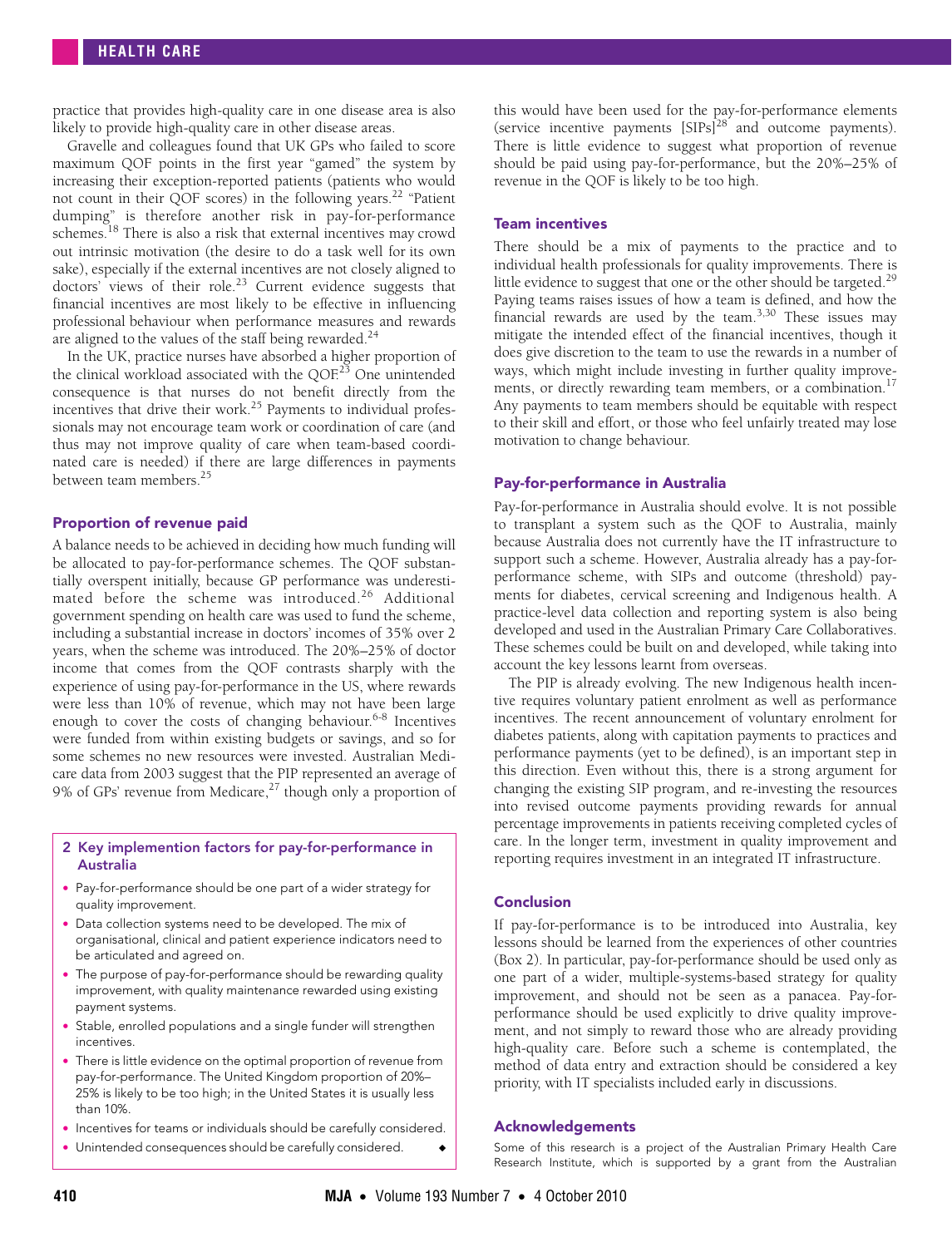practice that provides high-quality care in one disease area is also likely to provide high-quality care in other disease areas.

Gravelle and colleagues found that UK GPs who failed to score maximum QOF points in the first year "gamed" the system by increasing their exception-reported patients (patients who would not count in their QOF scores) in the following years.[22] "Patient dumping" is therefore another risk in pay-for-performance schemes.[18] There is also a risk that external incentives may crowd out intrinsic motivation (the desire to do a task well for its own sake), especially if the external incentives are not closely aligned to doctors' views of their role.[23] Current evidence suggests that financial incentives are most likely to be effective in influencing professional behaviour when performance measures and rewards are aligned to the values of the staff being rewarded.[24]

In the UK, practice nurses have absorbed a higher proportion of the clinical workload associated with the QOF.[23] One unintended consequence is that nurses do not benefit directly from the incentives that drive their work.[25] Payments to individual professionals may not encourage team work or coordination of care (and thus may not improve quality of care when team-based coordinated care is needed) if there are large differences in payments between team members.[25]

### Proportion of revenue paid

A balance needs to be achieved in deciding how much funding will be allocated to pay-for-performance schemes. The QOF substantially overspent initially, because GP performance was underestimated before the scheme was introduced.[26] Additional government spending on health care was used to fund the scheme, including a substantial increase in doctors' incomes of 35% over 2 years, when the scheme was introduced. The 20%–25% of doctor income that comes from the QOF contrasts sharply with the experience of using pay-for-performance in the US, where rewards were less than 10% of revenue, which may not have been large enough to cover the costs of changing behaviour.[6-8] Incentives were funded from within existing budgets or savings, and so for some schemes no new resources were invested. Australian Medicare data from 2003 suggest that the PIP represented an average of 9% of GPs' revenue from Medicare,[27] though only a proportion of this would have been used for the pay-for-performance elements (service incentive payments [SIPs][28] and outcome payments). There is little evidence to suggest what proportion of revenue should be paid using pay-for-performance, but the 20%–25% of revenue in the QOF is likely to be too high.

### Team incentives

There should be a mix of payments to the practice and to individual health professionals for quality improvements. There is little evidence to suggest that one or the other should be targeted.[29] Paying teams raises issues of how a team is defined, and how the financial rewards are used by the team.[3,30] These issues may mitigate the intended effect of the financial incentives, though it does give discretion to the team to use the rewards in a number of ways, which might include investing in further quality improvements, or directly rewarding team members, or a combination.[17] Any payments to team members should be equitable with respect to their skill and effort, or those who feel unfairly treated may lose motivation to change behaviour.

### Pay-for-performance in Australia

Pay-for-performance in Australia should evolve. It is not possible to transplant a system such as the QOF to Australia, mainly because Australia does not currently have the IT infrastructure to support such a scheme. However, Australia already has a pay-for-performance scheme, with SIPs and outcome (threshold) payments for diabetes, cervical screening and Indigenous health. A practice-level data collection and reporting system is also being developed and used in the Australian Primary Care Collaboratives. These schemes could be built on and developed, while taking into account the key lessons learnt from overseas.

The PIP is already evolving. The new Indigenous health incentive requires voluntary patient enrolment as well as performance incentives. The recent announcement of voluntary enrolment for diabetes patients, along with capitation payments to practices and performance payments (yet to be defined), is an important step in this direction. Even without this, there is a strong argument for changing the existing SIP program, and re-investing the resources into revised outcome payments providing rewards for annual percentage improvements in patients receiving completed cycles of care. In the longer term, investment in quality improvement and reporting requires investment in an integrated IT infrastructure.

### Conclusion

If pay-for-performance is to be introduced into Australia, key lessons should be learned from the experiences of other countries (Box 2). In particular, pay-for-performance should be used only as one part of a wider, multiple-systems-based strategy for quality improvement, and should not be seen as a panacea. Pay-for-performance should be used explicitly to drive quality improvement, and not simply to reward those who are already providing high-quality care. Before such a scheme is contemplated, the method of data entry and extraction should be considered a key priority, with IT specialists included early in discussions.

#### 2 Key implemention factors for pay-for-performance in Australia

- Pay-for-performance should be one part of a wider strategy for quality improvement.
- Data collection systems need to be developed. The mix of organisational, clinical and patient experience indicators need to be articulated and agreed on.
- The purpose of pay-for-performance should be rewarding quality improvement, with quality maintenance rewarded using existing payment systems.
- Stable, enrolled populations and a single funder will strengthen incentives.
- There is little evidence on the optimal proportion of revenue from pay-for-performance. The United Kingdom proportion of 20%–25% is likely to be too high; in the United States it is usually less than 10%.
- Incentives for teams or individuals should be carefully considered.
- Unintended consequences should be carefully considered. ◆

### Acknowledgements

Some of this research is a project of the Australian Primary Health Care Research Institute, which is supported by a grant from the Australian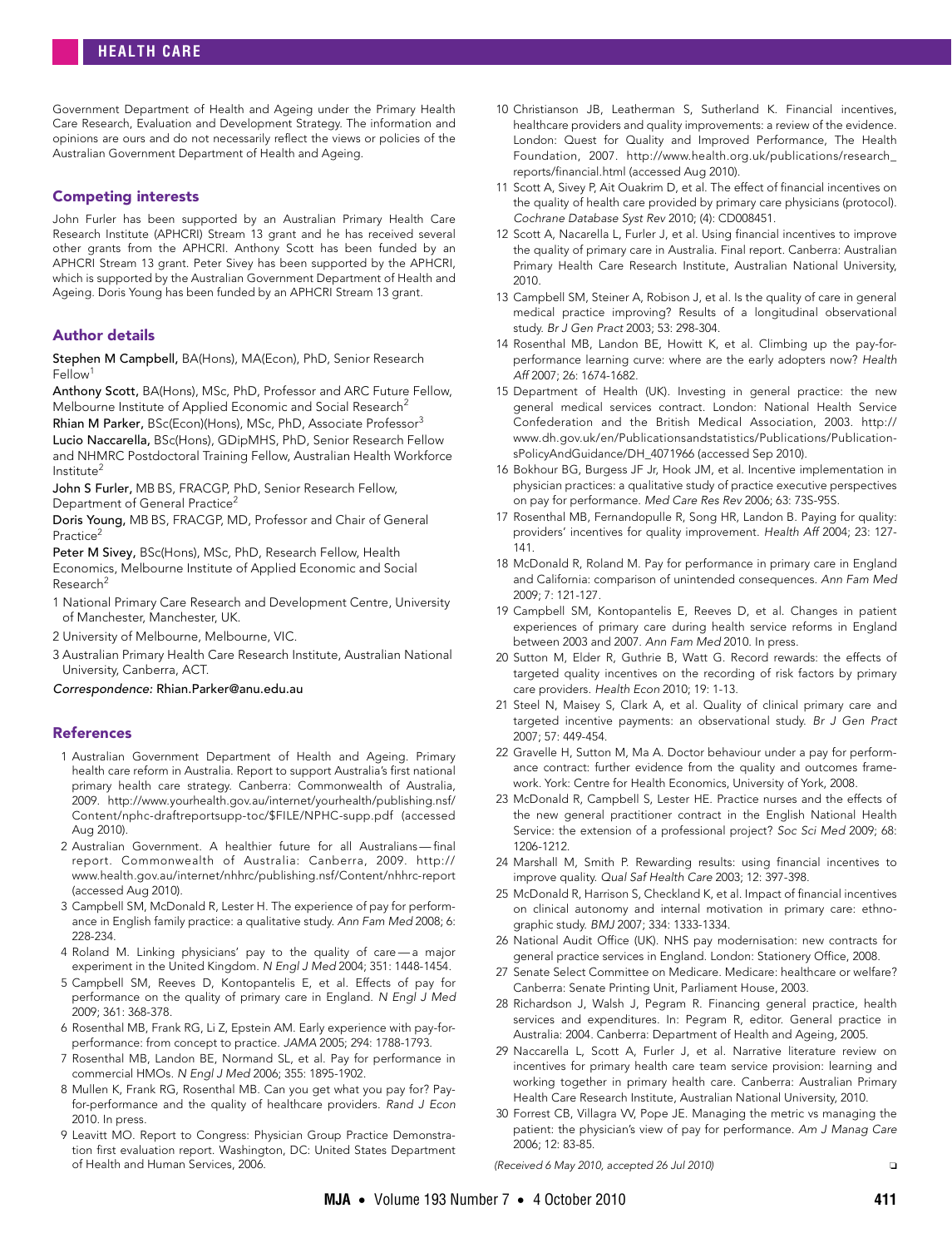Government Department of Health and Ageing under the Primary Health Care Research, Evaluation and Development Strategy. The information and opinions are ours and do not necessarily reflect the views or policies of the Australian Government Department of Health and Ageing.

## Competing interests

John Furler has been supported by an Australian Primary Health Care Research Institute (APHCRI) Stream 13 grant and he has received several other grants from the APHCRI. Anthony Scott has been funded by an APHCRI Stream 13 grant. Peter Sivey has been supported by the APHCRI, which is supported by the Australian Government Department of Health and Ageing. Doris Young has been funded by an APHCRI Stream 13 grant.

## Author details

**Stephen M Campbell,** BA(Hons), MA(Econ), PhD, Senior Research Fellow[1]

**Anthony Scott,** BA(Hons), MSc, PhD, Professor and ARC Future Fellow, Melbourne Institute of Applied Economic and Social Research[2]

**Rhian M Parker,** BSc(Econ)(Hons), MSc, PhD, Associate Professor[3]

**Lucio Naccarella,** BSc(Hons), GDipMHS, PhD, Senior Research Fellow and NHMRC Postdoctoral Training Fellow, Australian Health Workforce Institute[2]

**John S Furler,** MB BS, FRACGP, PhD, Senior Research Fellow, Department of General Practice[2]

**Doris Young,** MB BS, FRACGP, MD, Professor and Chair of General Practice[2]

**Peter M Sivey,** BSc(Hons), MSc, PhD, Research Fellow, Health Economics, Melbourne Institute of Applied Economic and Social Research[2]

1 National Primary Care Research and Development Centre, University of Manchester, Manchester, UK.

2 University of Melbourne, Melbourne, VIC.

3 Australian Primary Health Care Research Institute, Australian National University, Canberra, ACT.

*Correspondence:* Rhian.Parker@anu.edu.au

## References

1 Australian Government Department of Health and Ageing. Primary health care reform in Australia. Report to support Australia's first national primary health care strategy. Canberra: Commonwealth of Australia, 2009. http://www.yourhealth.gov.au/internet/yourhealth/publishing.nsf/Content/nphc-draftreportsupp-toc/$FILE/NPHC-supp.pdf (accessed Aug 2010).

2 Australian Government. A healthier future for all Australians — final report. Commonwealth of Australia: Canberra, 2009. http://www.health.gov.au/internet/nhhrc/publishing.nsf/Content/nhhrc-report (accessed Aug 2010).

3 Campbell SM, McDonald R, Lester H. The experience of pay for performance in English family practice: a qualitative study. *Ann Fam Med* 2008; 6: 228-234.

4 Roland M. Linking physicians' pay to the quality of care — a major experiment in the United Kingdom. *N Engl J Med* 2004; 351: 1448-1454.

5 Campbell SM, Reeves D, Kontopantelis E, et al. Effects of pay for performance on the quality of primary care in England. *N Engl J Med* 2009; 361: 368-378.

6 Rosenthal MB, Frank RG, Li Z, Epstein AM. Early experience with pay-for-performance: from concept to practice. *JAMA* 2005; 294: 1788-1793.

7 Rosenthal MB, Landon BE, Normand SL, et al. Pay for performance in commercial HMOs. *N Engl J Med* 2006; 355: 1895-1902.

8 Mullen K, Frank RG, Rosenthal MB. Can you get what you pay for? Pay-for-performance and the quality of healthcare providers. *Rand J Econ* 2010. In press.

9 Leavitt MO. Report to Congress: Physician Group Practice Demonstration first evaluation report. Washington, DC: United States Department of Health and Human Services, 2006.

10 Christianson JB, Leatherman S, Sutherland K. Financial incentives, healthcare providers and quality improvements: a review of the evidence. London: Quest for Quality and Improved Performance, The Health Foundation, 2007. http://www.health.org.uk/publications/research_reports/financial.html (accessed Aug 2010).

11 Scott A, Sivey P, Ait Ouakrim D, et al. The effect of financial incentives on the quality of health care provided by primary care physicians (protocol). *Cochrane Database Syst Rev* 2010; (4): CD008451.

12 Scott A, Nacarella L, Furler J, et al. Using financial incentives to improve the quality of primary care in Australia. Final report. Canberra: Australian Primary Health Care Research Institute, Australian National University, 2010.

13 Campbell SM, Steiner A, Robison J, et al. Is the quality of care in general medical practice improving? Results of a longitudinal observational study. *Br J Gen Pract* 2003; 53: 298-304.

14 Rosenthal MB, Landon BE, Howitt K, et al. Climbing up the pay-for-performance learning curve: where are the early adopters now? *Health Aff* 2007; 26: 1674-1682.

15 Department of Health (UK). Investing in general practice: the new general medical services contract. London: National Health Service Confederation and the British Medical Association, 2003. http://www.dh.gov.uk/en/Publicationsandstatistics/Publications/PublicationsPolicyAndGuidance/DH_4071966 (accessed Sep 2010).

16 Bokhour BG, Burgess JF Jr, Hook JM, et al. Incentive implementation in physician practices: a qualitative study of practice executive perspectives on pay for performance. *Med Care Res Rev* 2006; 63: 73S-95S.

17 Rosenthal MB, Fernandopulle R, Song HR, Landon B. Paying for quality: providers' incentives for quality improvement. *Health Aff* 2004; 23: 127-141.

18 McDonald R, Roland M. Pay for performance in primary care in England and California: comparison of unintended consequences. *Ann Fam Med* 2009; 7: 121-127.

19 Campbell SM, Kontopantelis E, Reeves D, et al. Changes in patient experiences of primary care during health service reforms in England between 2003 and 2007. *Ann Fam Med* 2010. In press.

20 Sutton M, Elder R, Guthrie B, Watt G. Record rewards: the effects of targeted quality incentives on the recording of risk factors by primary care providers. *Health Econ* 2010; 19: 1-13.

21 Steel N, Maisey S, Clark A, et al. Quality of clinical primary care and targeted incentive payments: an observational study. *Br J Gen Pract* 2007; 57: 449-454.

22 Gravelle H, Sutton M, Ma A. Doctor behaviour under a pay for performance contract: further evidence from the quality and outcomes framework. York: Centre for Health Economics, University of York, 2008.

23 McDonald R, Campbell S, Lester HE. Practice nurses and the effects of the new general practitioner contract in the English National Health Service: the extension of a professional project? *Soc Sci Med* 2009; 68: 1206-1212.

24 Marshall M, Smith P. Rewarding results: using financial incentives to improve quality. *Qual Saf Health Care* 2003; 12: 397-398.

25 McDonald R, Harrison S, Checkland K, et al. Impact of financial incentives on clinical autonomy and internal motivation in primary care: ethnographic study. *BMJ* 2007; 334: 1333-1334.

26 National Audit Office (UK). NHS pay modernisation: new contracts for general practice services in England. London: Stationery Office, 2008.

27 Senate Select Committee on Medicare. Medicare: healthcare or welfare? Canberra: Senate Printing Unit, Parliament House, 2003.

28 Richardson J, Walsh J, Pegram R. Financing general practice, health services and expenditures. In: Pegram R, editor. General practice in Australia: 2004. Canberra: Department of Health and Ageing, 2005.

29 Naccarella L, Scott A, Furler J, et al. Narrative literature review on incentives for primary health care team service provision: learning and working together in primary health care. Canberra: Australian Primary Health Care Research Institute, Australian National University, 2010.

30 Forrest CB, Villagra VV, Pope JE. Managing the metric vs managing the patient: the physician's view of pay for performance. *Am J Manag Care* 2006; 12: 83-85.

*(Received 6 May 2010, accepted 26 Jul 2010)*